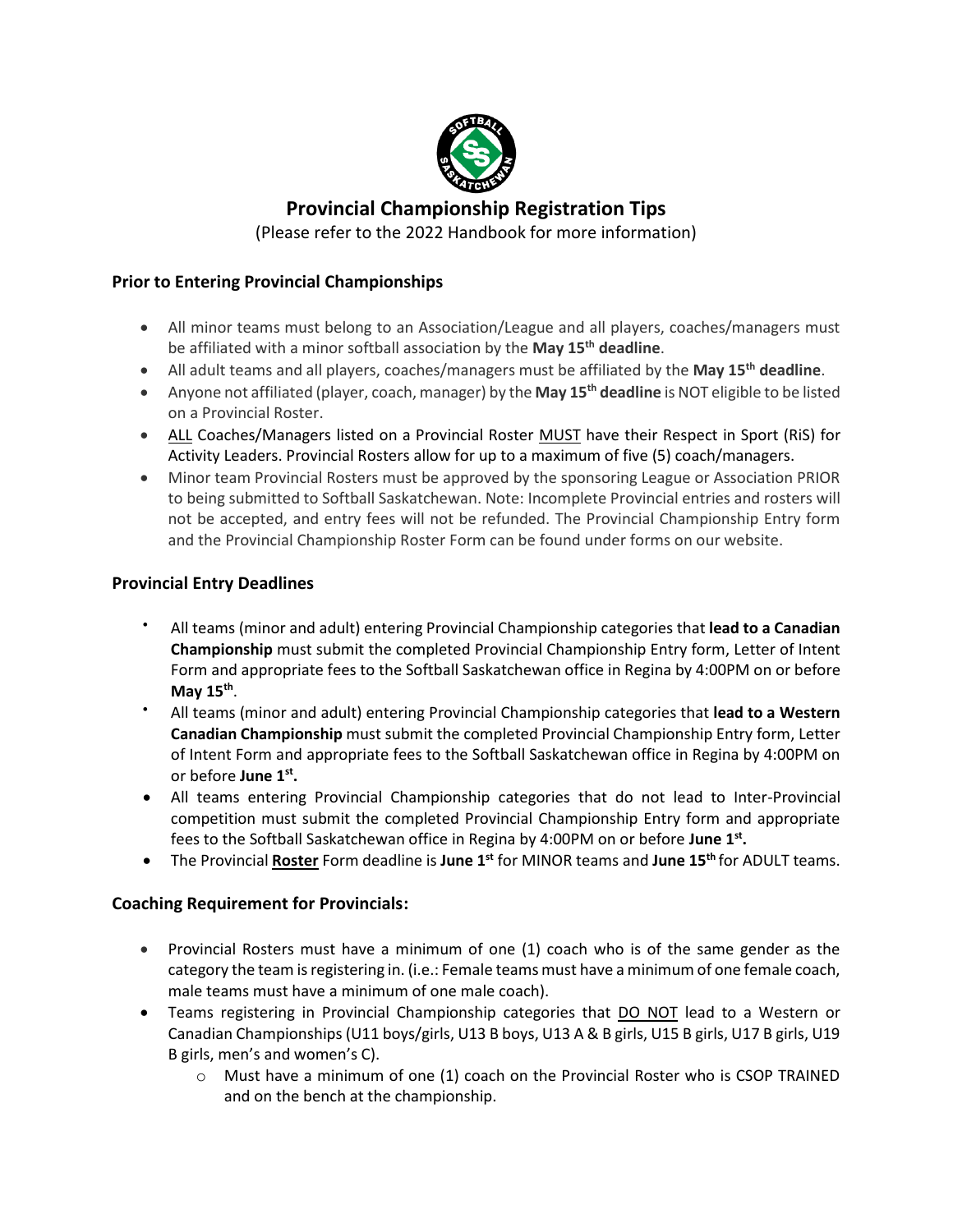# Provincial Championship Registration Tips

(Please refer to the 2022 Handbook for more information)

## Prior to Entering Provincial Championships

- All minor teams must belong to an Association/League and all players, coaches/managers must be affiliated with a minor softball association by the **May 15th deadline**.
- All adult teams and all players, coaches/managers must be affiliated by the **May 15th deadline**.
- Anyone not affiliated (player, coach, manager) by the **May 15th deadline** is NOT eligible to be listed on a Provincial Roster.
- ALL Coaches/Managers listed on a Provincial Roster MUST have their Respect in Sport (RiS) for Activity Leaders. Provincial Rosters allow for up to a maximum of five (5) coach/managers.
- Minor team Provincial Rosters must be approved by the sponsoring League or Association PRIOR to being submitted to Softball Saskatchewan. Note: Incomplete Provincial entries and rosters will not be accepted, and entry fees will not be refunded. The Provincial Championship Entry form and the Provincial Championship Roster Form can be found under forms on our website.

## Provincial Entry Deadlines

- All teams (minor and adult) entering Provincial Championship categories that **lead to a Canadian Championship** must submit the completed Provincial Championship Entry form, Letter of Intent Form and appropriate fees to the Softball Saskatchewan office in Regina by 4:00PM on or before **May 15th**.
- All teams (minor and adult) entering Provincial Championship categories that **lead to a Western Canadian Championship** must submit the completed Provincial Championship Entry form, Letter of Intent Form and appropriate fees to the Softball Saskatchewan office in Regina by 4:00PM on or before **June 1st.**
- All teams entering Provincial Championship categories that do not lead to Inter-Provincial competition must submit the completed Provincial Championship Entry form and appropriate fees to the Softball Saskatchewan office in Regina by 4:00PM on or before **June 1st.**
- The Provincial **Roster** Form deadline is **June 1st** for MINOR teams and **June 15th** for ADULT teams.

## Coaching Requirement for Provincials:

- Provincial Rosters must have a minimum of one (1) coach who is of the same gender as the category the team is registering in. (i.e.: Female teams must have a minimum of one female coach, male teams must have a minimum of one male coach).
- Teams registering in Provincial Championship categories that DO NOT lead to a Western or Canadian Championships (U11 boys/girls, U13 B boys, U13 A & B girls, U15 B girls, U17 B girls, U19 B girls, men's and women's C).
  - Must have a minimum of one (1) coach on the Provincial Roster who is CSOP TRAINED and on the bench at the championship.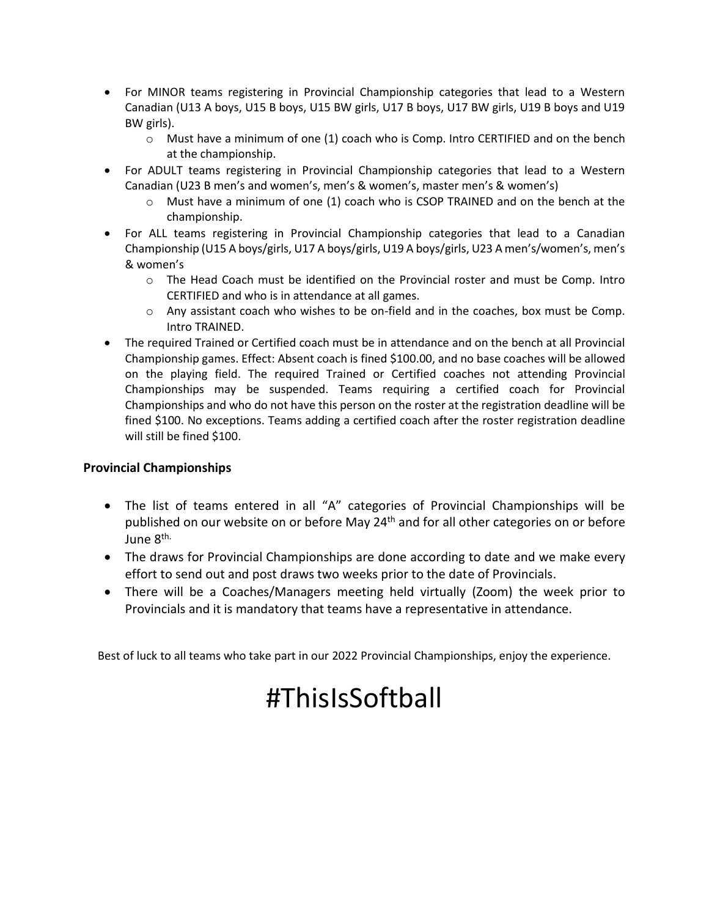- For MINOR teams registering in Provincial Championship categories that lead to a Western Canadian (U13 A boys, U15 B boys, U15 BW girls, U17 B boys, U17 BW girls, U19 B boys and U19 BW girls).
    - Must have a minimum of one (1) coach who is Comp. Intro CERTIFIED and on the bench at the championship.
- For ADULT teams registering in Provincial Championship categories that lead to a Western Canadian (U23 B men's and women's, men's & women's, master men's & women's)
    - Must have a minimum of one (1) coach who is CSOP TRAINED and on the bench at the championship.
- For ALL teams registering in Provincial Championship categories that lead to a Canadian Championship (U15 A boys/girls, U17 A boys/girls, U19 A boys/girls, U23 A men's/women's, men's & women's
    - The Head Coach must be identified on the Provincial roster and must be Comp. Intro CERTIFIED and who is in attendance at all games.
    - Any assistant coach who wishes to be on-field and in the coaches, box must be Comp. Intro TRAINED.
- The required Trained or Certified coach must be in attendance and on the bench at all Provincial Championship games. Effect: Absent coach is fined $100.00, and no base coaches will be allowed on the playing field. The required Trained or Certified coaches not attending Provincial Championships may be suspended. Teams requiring a certified coach for Provincial Championships and who do not have this person on the roster at the registration deadline will be fined $100. No exceptions. Teams adding a certified coach after the roster registration deadline will still be fined $100.

**Provincial Championships**

- The list of teams entered in all "A" categories of Provincial Championships will be published on our website on or before May 24th and for all other categories on or before June 8th.
- The draws for Provincial Championships are done according to date and we make every effort to send out and post draws two weeks prior to the date of Provincials.
- There will be a Coaches/Managers meeting held virtually (Zoom) the week prior to Provincials and it is mandatory that teams have a representative in attendance.

Best of luck to all teams who take part in our 2022 Provincial Championships, enjoy the experience.

# #ThisIsSoftball